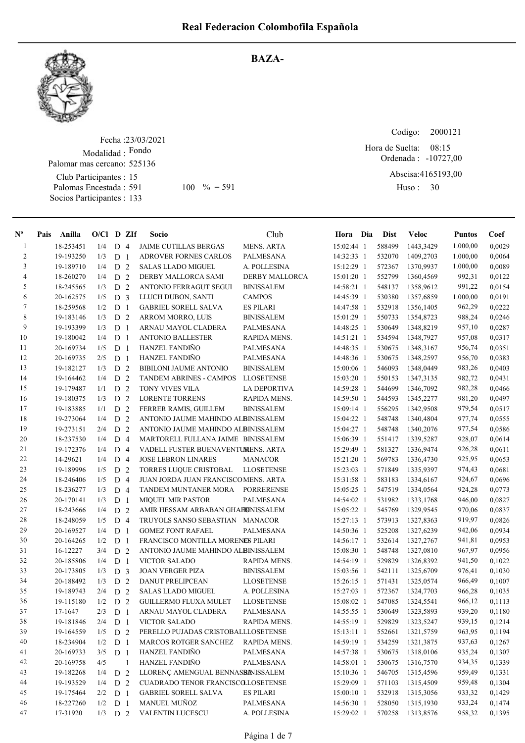# Real Federacion Colombofila Española

## BAZA-

Fecha :23/03/2021
Modalidad : Fondo
Palomar mas cercano: 525136
Club Participantes : 15
Palomas Encestada : 591 100 % = 591
Socios Participantes : 133

Codigo: 2000121
Hora de Suelta: 08:15
Ordenada : -10727,00
Abscisa:4165193,00
Huso : 30

| Nº | Pais | Anilla | O/Cl | D | ZIf | Socio | Club | Hora | Dia | Dist | Veloc | Puntos | Coef |
|---|---|---|---|---|---|---|---|---|---|---|---|---|---|
| 1 | | 18-253451 | 1/4 | D | 4 | JAIME CUTILLAS BERGAS | MENS. ARTA | 15:02:44 | 1 | 588499 | 1443,3429 | 1.000,00 | 0,0029 |
| 2 | | 19-193250 | 1/3 | D | 1 | ADROVER FORNES CARLOS | PALMESANA | 14:32:33 | 1 | 532070 | 1409,2703 | 1.000,00 | 0,0064 |
| 3 | | 19-189710 | 1/4 | D | 2 | SALAS LLADO MIGUEL | A. POLLESINA | 15:12:29 | 1 | 572367 | 1370,9937 | 1.000,00 | 0,0089 |
| 4 | | 18-260270 | 1/4 | D | 2 | DERBY MALLORCA SAMI | DERBY MALLORCA | 15:01:20 | 1 | 552799 | 1360,4569 | 992,31 | 0,0122 |
| 5 | | 18-245565 | 1/3 | D | 2 | ANTONIO FERRAGUT SEGUI | BINISSALEM | 14:58:21 | 1 | 548137 | 1358,9612 | 991,22 | 0,0154 |
| 6 | | 20-162575 | 1/5 | D | 3 | LLUCH DUBON, SANTI | CAMPOS | 14:45:39 | 1 | 530380 | 1357,6859 | 1.000,00 | 0,0191 |
| 7 | | 18-259568 | 1/2 | D | 1 | GABRIEL SORELL SALVA | ES PILARI | 14:47:58 | 1 | 532918 | 1356,1405 | 962,29 | 0,0222 |
| 8 | | 19-183146 | 1/3 | D | 2 | ARROM MORRO, LUIS | BINISSALEM | 15:01:29 | 1 | 550733 | 1354,8723 | 988,24 | 0,0246 |
| 9 | | 19-193399 | 1/3 | D | 1 | ARNAU MAYOL CLADERA | PALMESANA | 14:48:25 | 1 | 530649 | 1348,8219 | 957,10 | 0,0287 |
| 10 | | 19-180042 | 1/4 | D | 1 | ANTONIO BALLESTER | RAPIDA MENS. | 14:51:21 | 1 | 534594 | 1348,7927 | 957,08 | 0,0317 |
| 11 | | 20-169734 | 1/5 | D | 1 | HANZEL FANDIÑO | PALMESANA | 14:48:35 | 1 | 530675 | 1348,3167 | 956,74 | 0,0351 |
| 12 | | 20-169735 | 2/5 | D | 1 | HANZEL FANDIÑO | PALMESANA | 14:48:36 | 1 | 530675 | 1348,2597 | 956,70 | 0,0383 |
| 13 | | 19-182127 | 1/3 | D | 2 | BIBILONI JAUME ANTONIO | BINISSALEM | 15:00:06 | 1 | 546093 | 1348,0449 | 983,26 | 0,0403 |
| 14 | | 19-164462 | 1/4 | D | 2 | TANDEM ABRINES - CAMPOS | LLOSETENSE | 15:03:20 | 1 | 550153 | 1347,3135 | 982,72 | 0,0431 |
| 15 | | 19-179487 | 1/1 | D | 2 | TONY VIVES VILA | LA DEPORTIVA | 14:59:28 | 1 | 544699 | 1346,7092 | 982,28 | 0,0466 |
| 16 | | 19-180375 | 1/3 | D | 2 | LORENTE TORRENS | RAPIDA MENS. | 14:59:50 | 1 | 544593 | 1345,2277 | 981,20 | 0,0497 |
| 17 | | 19-183885 | 1/1 | D | 2 | FERRER RAMIS, GUILLEM | BINISSALEM | 15:09:14 | 1 | 556295 | 1342,9508 | 979,54 | 0,0517 |
| 18 | | 19-273064 | 1/4 | D | 2 | ANTONIO JAUME MAHINDO ALB | BINISSALEM | 15:04:22 | 1 | 548748 | 1340,4846 | 977,74 | 0,0555 |
| 19 | | 19-273151 | 2/4 | D | 2 | ANTONIO JAUME MAHINDO ALB | BINISSALEM | 15:04:27 | 1 | 548748 | 1340,2076 | 977,54 | 0,0586 |
| 20 | | 18-237530 | 1/4 | D | 4 | MARTORELL FULLANA JAIME | BINISSALEM | 15:06:39 | 1 | 551417 | 1339,5287 | 928,07 | 0,0614 |
| 21 | | 19-172376 | 1/4 | D | 4 | VADELL FUSTER BUENAVENTUR | MENS. ARTA | 15:29:49 | 1 | 581327 | 1336,9474 | 926,28 | 0,0611 |
| 22 | | 14-29621 | 1/4 | D | 4 | JOSE LEBRON LINARES | MANACOR | 15:21:20 | 1 | 569783 | 1336,4730 | 925,95 | 0,0653 |
| 23 | | 19-189996 | 1/5 | D | 2 | TORRES LUQUE CRISTOBAL | LLOSETENSE | 15:23:03 | 1 | 571849 | 1335,9397 | 974,43 | 0,0681 |
| 24 | | 18-246406 | 1/5 | D | 4 | JUAN JORDA JUAN FRANCISCO | MENS. ARTA | 15:31:58 | 1 | 583183 | 1334,6167 | 924,67 | 0,0696 |
| 25 | | 18-236277 | 1/3 | D | 4 | TANDEM MUNTANER MORA | PORRERENSE | 15:05:25 | 1 | 547519 | 1334,0564 | 924,28 | 0,0773 |
| 26 | | 20-170141 | 1/3 | D | 1 | MIQUEL MIR PASTOR | PALMESANA | 14:54:02 | 1 | 531982 | 1333,1768 | 946,00 | 0,0827 |
| 27 | | 18-243666 | 1/4 | D | 2 | AMIR HESSAM ARBABAN GHAHB | BINISSALEM | 15:05:22 | 1 | 545769 | 1329,9545 | 970,06 | 0,0837 |
| 28 | | 18-248059 | 1/5 | D | 4 | TRUYOLS SANSO SEBASTIAN | MANACOR | 15:27:13 | 1 | 573913 | 1327,8363 | 919,97 | 0,0826 |
| 29 | | 20-169527 | 1/4 | D | 1 | GOMEZ FONT RAFAEL | PALMESANA | 14:50:36 | 1 | 525208 | 1327,6239 | 942,06 | 0,0934 |
| 30 | | 20-164265 | 1/2 | D | 1 | FRANCISCO MONTILLA MORENO | ES PILARI | 14:56:17 | 1 | 532614 | 1327,2767 | 941,81 | 0,0953 |
| 31 | | 16-12227 | 3/4 | D | 2 | ANTONIO JAUME MAHINDO ALB | BINISSALEM | 15:08:30 | 1 | 548748 | 1327,0810 | 967,97 | 0,0956 |
| 32 | | 20-185806 | 1/4 | D | 1 | VICTOR SALADO | RAPIDA MENS. | 14:54:19 | 1 | 529829 | 1326,8392 | 941,50 | 0,1022 |
| 33 | | 20-173805 | 1/3 | D | 3 | JOAN VERGER PIZA | BINISSALEM | 15:03:56 | 1 | 542111 | 1325,6709 | 976,41 | 0,1030 |
| 34 | | 20-188492 | 1/3 | D | 2 | DANUT PRELIPCEAN | LLOSETENSE | 15:26:15 | 1 | 571431 | 1325,0574 | 966,49 | 0,1007 |
| 35 | | 19-189743 | 2/4 | D | 2 | SALAS LLADO MIGUEL | A. POLLESINA | 15:27:03 | 1 | 572367 | 1324,7703 | 966,28 | 0,1035 |
| 36 | | 19-115180 | 1/2 | D | 2 | GUILLERMO FLUXA MULET | LLOSETENSE | 15:08:02 | 1 | 547085 | 1324,5541 | 966,12 | 0,1113 |
| 37 | | 17-1647 | 2/3 | D | 1 | ARNAU MAYOL CLADERA | PALMESANA | 14:55:55 | 1 | 530649 | 1323,5893 | 939,20 | 0,1180 |
| 38 | | 19-181846 | 2/4 | D | 1 | VICTOR SALADO | RAPIDA MENS. | 14:55:19 | 1 | 529829 | 1323,5247 | 939,15 | 0,1214 |
| 39 | | 19-164559 | 1/5 | D | 2 | PERELLO PUJADAS CRISTOBAL | LLOSETENSE | 15:13:11 | 1 | 552661 | 1321,5759 | 963,95 | 0,1194 |
| 40 | | 18-234904 | 1/2 | D | 1 | MARCOS ROTGER SANCHEZ | RAPIDA MENS. | 14:59:19 | 1 | 534259 | 1321,3875 | 937,63 | 0,1267 |
| 41 | | 20-169733 | 3/5 | D | 1 | HANZEL FANDIÑO | PALMESANA | 14:57:38 | 1 | 530675 | 1318,0106 | 935,24 | 0,1307 |
| 42 | | 20-169758 | 4/5 | | 1 | HANZEL FANDIÑO | PALMESANA | 14:58:01 | 1 | 530675 | 1316,7570 | 934,35 | 0,1339 |
| 43 | | 19-182268 | 1/4 | D | 2 | LLORENÇ AMENGUAL BENNASSA | BINISSALEM | 15:10:36 | 1 | 546705 | 1315,4596 | 959,49 | 0,1331 |
| 44 | | 19-193529 | 1/4 | D | 2 | CUADRADO TENOR FRANCISCO | LLOSETENSE | 15:29:09 | 1 | 571103 | 1315,4509 | 959,48 | 0,1304 |
| 45 | | 19-175464 | 2/2 | D | 1 | GABRIEL SORELL SALVA | ES PILARI | 15:00:10 | 1 | 532918 | 1315,3056 | 933,32 | 0,1429 |
| 46 | | 18-227260 | 1/2 | D | 1 | MANUEL MUÑOZ | PALMESANA | 14:56:30 | 1 | 528050 | 1315,1930 | 933,24 | 0,1474 |
| 47 | | 17-31920 | 1/3 | D | 2 | VALENTIN LUCESCU | A. POLLESINA | 15:29:02 | 1 | 570258 | 1313,8576 | 958,32 | 0,1395 |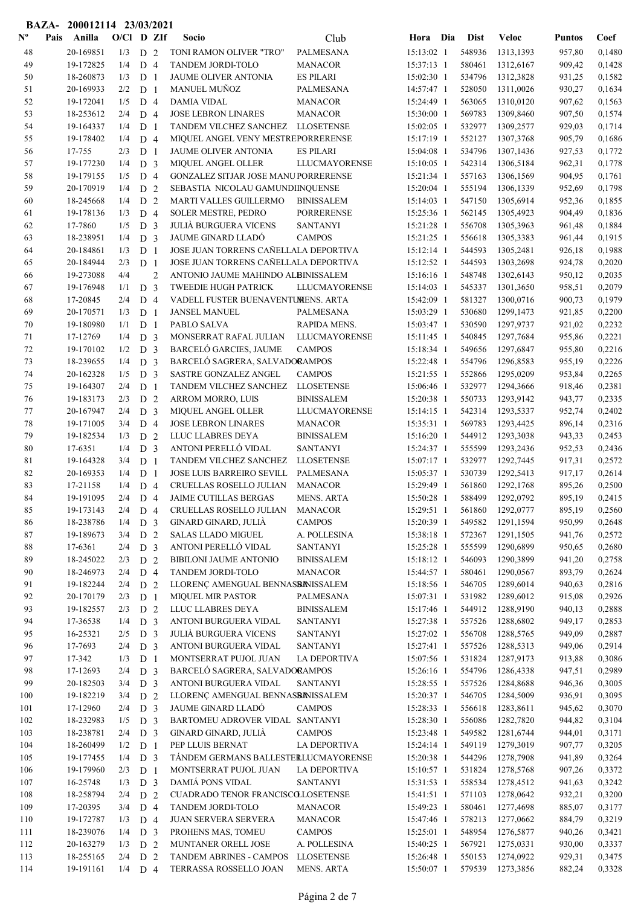**BAZA- 200012114 23/03/2021**

| Nº | Pais | Anilla | O/Cl | D | ZIf | Socio | Club | Hora | Dia | Dist | Veloc | Puntos | Coef |
|---|---|---|---|---|---|---|---|---|---|---|---|---|---|
| 48 | | 20-169851 | 1/3 | D | 2 | TONI RAMON OLIVER "TRO" | PALMESANA | 15:13:02 | 1 | 548936 | 1313,1393 | 957,80 | 0,1480 |
| 49 | | 19-172825 | 1/4 | D | 4 | TANDEM JORDI-TOLO | MANACOR | 15:37:13 | 1 | 580461 | 1312,6167 | 909,42 | 0,1428 |
| 50 | | 18-260873 | 1/3 | D | 1 | JAUME OLIVER ANTONIA | ES PILARI | 15:02:30 | 1 | 534796 | 1312,3828 | 931,25 | 0,1582 |
| 51 | | 20-169933 | 2/2 | D | 1 | MANUEL MUÑOZ | PALMESANA | 14:57:47 | 1 | 528050 | 1311,0026 | 930,27 | 0,1634 |
| 52 | | 19-172041 | 1/5 | D | 4 | DAMIA VIDAL | MANACOR | 15:24:49 | 1 | 563065 | 1310,0120 | 907,62 | 0,1563 |
| 53 | | 18-253612 | 2/4 | D | 4 | JOSE LEBRON LINARES | MANACOR | 15:30:00 | 1 | 569783 | 1309,8460 | 907,50 | 0,1574 |
| 54 | | 19-164337 | 1/4 | D | 1 | TANDEM VILCHEZ SANCHEZ | LLOSETENSE | 15:02:05 | 1 | 532977 | 1309,2577 | 929,03 | 0,1714 |
| 55 | | 19-178402 | 1/4 | D | 4 | MIQUEL ANGEL VENY MESTRE | PORRERENSE | 15:17:19 | 1 | 552127 | 1307,3768 | 905,79 | 0,1686 |
| 56 | | 17-755 | 2/3 | D | 1 | JAUME OLIVER ANTONIA | ES PILARI | 15:04:08 | 1 | 534796 | 1307,1436 | 927,53 | 0,1772 |
| 57 | | 19-177230 | 1/4 | D | 3 | MIQUEL ANGEL OLLER | LLUCMAYORENSE | 15:10:05 | 1 | 542314 | 1306,5184 | 962,31 | 0,1778 |
| 58 | | 19-179155 | 1/5 | D | 4 | GONZALEZ SITJAR JOSE MANU | PORRERENSE | 15:21:34 | 1 | 557163 | 1306,1569 | 904,95 | 0,1761 |
| 59 | | 20-170919 | 1/4 | D | 2 | SEBASTIA NICOLAU GAMUNDI | INQUENSE | 15:20:04 | 1 | 555194 | 1306,1339 | 952,69 | 0,1798 |
| 60 | | 18-245668 | 1/4 | D | 2 | MARTI VALLES GUILLERMO | BINISSALEM | 15:14:03 | 1 | 547150 | 1305,6914 | 952,36 | 0,1855 |
| 61 | | 19-178136 | 1/3 | D | 4 | SOLER MESTRE, PEDRO | PORRERENSE | 15:25:36 | 1 | 562145 | 1305,4923 | 904,49 | 0,1836 |
| 62 | | 17-7860 | 1/5 | D | 3 | JULIÀ BURGUERA VICENS | SANTANYI | 15:21:28 | 1 | 556708 | 1305,3963 | 961,48 | 0,1884 |
| 63 | | 18-238951 | 1/4 | D | 3 | JAUME GINARD LLADÓ | CAMPOS | 15:21:25 | 1 | 556618 | 1305,3383 | 961,44 | 0,1915 |
| 64 | | 20-184861 | 1/3 | D | 1 | JOSE JUAN TORRENS CAÑELLA | LA DEPORTIVA | 15:12:14 | 1 | 544593 | 1305,2481 | 926,18 | 0,1988 |
| 65 | | 20-184944 | 2/3 | D | 1 | JOSE JUAN TORRENS CAÑELLA | LA DEPORTIVA | 15:12:52 | 1 | 544593 | 1303,2698 | 924,78 | 0,2020 |
| 66 | | 19-273088 | 4/4 | | 2 | ANTONIO JAUME MAHINDO AL | BINISSALEM | 15:16:16 | 1 | 548748 | 1302,6143 | 950,12 | 0,2035 |
| 67 | | 19-176948 | 1/1 | D | 3 | TWEEDIE HUGH PATRICK | LLUCMAYORENSE | 15:14:03 | 1 | 545337 | 1301,3650 | 958,51 | 0,2079 |
| 68 | | 17-20845 | 2/4 | D | 4 | VADELL FUSTER BUENAVENTU | MENS. ARTA | 15:42:09 | 1 | 581327 | 1300,0716 | 900,73 | 0,1979 |
| 69 | | 20-170571 | 1/3 | D | 1 | JANSEL MANUEL | PALMESANA | 15:03:29 | 1 | 530680 | 1299,1473 | 921,85 | 0,2200 |
| 70 | | 19-180980 | 1/1 | D | 1 | PABLO SALVA | RAPIDA MENS. | 15:03:47 | 1 | 530590 | 1297,9737 | 921,02 | 0,2232 |
| 71 | | 17-12769 | 1/4 | D | 3 | MONSERRAT RAFAL JULIAN | LLUCMAYORENSE | 15:11:45 | 1 | 540845 | 1297,7684 | 955,86 | 0,2221 |
| 72 | | 19-170102 | 1/2 | D | 3 | BARCELÓ GARCIES, JAUME | CAMPOS | 15:18:34 | 1 | 549656 | 1297,6847 | 955,80 | 0,2216 |
| 73 | | 18-239655 | 1/4 | D | 3 | BARCELÓ SAGRERA, SALVADOR | CAMPOS | 15:22:48 | 1 | 554796 | 1296,8583 | 955,19 | 0,2226 |
| 74 | | 20-162328 | 1/5 | D | 3 | SASTRE GONZALEZ ANGEL | CAMPOS | 15:21:55 | 1 | 552866 | 1295,0209 | 953,84 | 0,2265 |
| 75 | | 19-164307 | 2/4 | D | 1 | TANDEM VILCHEZ SANCHEZ | LLOSETENSE | 15:06:46 | 1 | 532977 | 1294,3666 | 918,46 | 0,2381 |
| 76 | | 19-183173 | 2/3 | D | 2 | ARROM MORRO, LUIS | BINISSALEM | 15:20:38 | 1 | 550733 | 1293,9142 | 943,77 | 0,2335 |
| 77 | | 20-167947 | 2/4 | D | 3 | MIQUEL ANGEL OLLER | LLUCMAYORENSE | 15:14:15 | 1 | 542314 | 1293,5337 | 952,74 | 0,2402 |
| 78 | | 19-171005 | 3/4 | D | 4 | JOSE LEBRON LINARES | MANACOR | 15:35:31 | 1 | 569783 | 1293,4425 | 896,14 | 0,2316 |
| 79 | | 19-182534 | 1/3 | D | 2 | LLUC LLABRES DEYA | BINISSALEM | 15:16:20 | 1 | 544912 | 1293,3038 | 943,33 | 0,2453 |
| 80 | | 17-6351 | 1/4 | D | 3 | ANTONI PERELLÓ VIDAL | SANTANYI | 15:24:37 | 1 | 555599 | 1293,2436 | 952,53 | 0,2436 |
| 81 | | 19-164328 | 3/4 | D | 1 | TANDEM VILCHEZ SANCHEZ | LLOSETENSE | 15:07:17 | 1 | 532977 | 1292,7445 | 917,31 | 0,2572 |
| 82 | | 20-169353 | 1/4 | D | 1 | JOSE LUIS BARREIRO SEVILL | PALMESANA | 15:05:37 | 1 | 530739 | 1292,5413 | 917,17 | 0,2614 |
| 83 | | 17-21158 | 1/4 | D | 4 | CRUELLAS ROSELLO JULIAN | MANACOR | 15:29:49 | 1 | 561860 | 1292,1768 | 895,26 | 0,2500 |
| 84 | | 19-191095 | 2/4 | D | 4 | JAIME CUTILLAS BERGAS | MENS. ARTA | 15:50:28 | 1 | 588499 | 1292,0792 | 895,19 | 0,2415 |
| 85 | | 19-173143 | 2/4 | D | 4 | CRUELLAS ROSELLO JULIAN | MANACOR | 15:29:51 | 1 | 561860 | 1292,0777 | 895,19 | 0,2560 |
| 86 | | 18-238786 | 1/4 | D | 3 | GINARD GINARD, JULIÀ | CAMPOS | 15:20:39 | 1 | 549582 | 1291,1594 | 950,99 | 0,2648 |
| 87 | | 19-189673 | 3/4 | D | 2 | SALAS LLADO MIGUEL | A. POLLESINA | 15:38:18 | 1 | 572367 | 1291,1505 | 941,76 | 0,2572 |
| 88 | | 17-6361 | 2/4 | D | 3 | ANTONI PERELLÓ VIDAL | SANTANYI | 15:25:28 | 1 | 555599 | 1290,6899 | 950,65 | 0,2680 |
| 89 | | 18-245022 | 2/3 | D | 2 | BIBILONI JAUME ANTONIO | BINISSALEM | 15:18:12 | 1 | 546093 | 1290,3899 | 941,20 | 0,2758 |
| 90 | | 18-246973 | 2/4 | D | 4 | TANDEM JORDI-TOLO | MANACOR | 15:44:57 | 1 | 580461 | 1290,0567 | 893,79 | 0,2624 |
| 91 | | 19-182244 | 2/4 | D | 2 | LLORENÇ AMENGUAL BENNASSA | BINISSALEM | 15:18:56 | 1 | 546705 | 1289,6014 | 940,63 | 0,2816 |
| 92 | | 20-170179 | 2/3 | D | 1 | MIQUEL MIR PASTOR | PALMESANA | 15:07:31 | 1 | 531982 | 1289,6012 | 915,08 | 0,2926 |
| 93 | | 19-182557 | 2/3 | D | 2 | LLUC LLABRES DEYA | BINISSALEM | 15:17:46 | 1 | 544912 | 1288,9190 | 940,13 | 0,2888 |
| 94 | | 17-36538 | 1/4 | D | 3 | ANTONI BURGUERA VIDAL | SANTANYI | 15:27:38 | 1 | 557526 | 1288,6802 | 949,17 | 0,2853 |
| 95 | | 16-25321 | 2/5 | D | 3 | JULIÀ BURGUERA VICENS | SANTANYI | 15:27:02 | 1 | 556708 | 1288,5765 | 949,09 | 0,2887 |
| 96 | | 17-7693 | 2/4 | D | 3 | ANTONI BURGUERA VIDAL | SANTANYI | 15:27:41 | 1 | 557526 | 1288,5313 | 949,06 | 0,2914 |
| 97 | | 17-342 | 1/3 | D | 1 | MONTSERRAT PUJOL JUAN | LA DEPORTIVA | 15:07:56 | 1 | 531824 | 1287,9173 | 913,88 | 0,3086 |
| 98 | | 17-12693 | 2/4 | D | 3 | BARCELÓ SAGRERA, SALVADOR | CAMPOS | 15:26:16 | 1 | 554796 | 1286,4338 | 947,51 | 0,2989 |
| 99 | | 20-182503 | 3/4 | D | 3 | ANTONI BURGUERA VIDAL | SANTANYI | 15:28:55 | 1 | 557526 | 1284,8688 | 946,36 | 0,3005 |
| 100 | | 19-182219 | 3/4 | D | 2 | LLORENÇ AMENGUAL BENNASSA | BINISSALEM | 15:20:37 | 1 | 546705 | 1284,5009 | 936,91 | 0,3095 |
| 101 | | 17-12960 | 2/4 | D | 3 | JAUME GINARD LLADÓ | CAMPOS | 15:28:33 | 1 | 556618 | 1283,8611 | 945,62 | 0,3070 |
| 102 | | 18-232983 | 1/5 | D | 3 | BARTOMEU ADROVER VIDAL | SANTANYI | 15:28:30 | 1 | 556086 | 1282,7820 | 944,82 | 0,3104 |
| 103 | | 18-238781 | 2/4 | D | 3 | GINARD GINARD, JULIÀ | CAMPOS | 15:23:48 | 1 | 549582 | 1281,6744 | 944,01 | 0,3171 |
| 104 | | 18-260499 | 1/2 | D | 1 | PEP LLUIS BERNAT | LA DEPORTIVA | 15:24:14 | 1 | 549119 | 1279,3019 | 907,77 | 0,3205 |
| 105 | | 19-177455 | 1/4 | D | 3 | TÁNDEM GERMANS BALLESTER | LLUCMAYORENSE | 15:20:38 | 1 | 544296 | 1278,7908 | 941,89 | 0,3264 |
| 106 | | 19-179960 | 2/3 | D | 1 | MONTSERRAT PUJOL JUAN | LA DEPORTIVA | 15:10:57 | 1 | 531824 | 1278,5768 | 907,26 | 0,3372 |
| 107 | | 16-25748 | 1/3 | D | 3 | DAMIÁ PONS VIDAL | SANTANYI | 15:31:53 | 1 | 558534 | 1278,4512 | 941,63 | 0,3242 |
| 108 | | 18-258794 | 2/4 | D | 2 | CUADRADO TENOR FRANCISCO | LLOSETENSE | 15:41:51 | 1 | 571103 | 1278,0642 | 932,21 | 0,3200 |
| 109 | | 17-20395 | 3/4 | D | 4 | TANDEM JORDI-TOLO | MANACOR | 15:49:23 | 1 | 580461 | 1277,4698 | 885,07 | 0,3177 |
| 110 | | 19-172787 | 1/3 | D | 4 | JUAN SERVERA SERVERA | MANACOR | 15:47:46 | 1 | 578213 | 1277,0662 | 884,79 | 0,3219 |
| 111 | | 18-239076 | 1/4 | D | 3 | PROHENS MAS, TOMEU | CAMPOS | 15:25:01 | 1 | 548954 | 1276,5877 | 940,26 | 0,3421 |
| 112 | | 20-163279 | 1/3 | D | 2 | MUNTANER ORELL JOSE | A. POLLESINA | 15:40:25 | 1 | 567921 | 1275,0331 | 930,00 | 0,3337 |
| 113 | | 18-255165 | 2/4 | D | 2 | TANDEM ABRINES - CAMPOS | LLOSETENSE | 15:26:48 | 1 | 550153 | 1274,0922 | 929,31 | 0,3475 |
| 114 | | 19-191161 | 1/4 | D | 4 | TERRASSA ROSSELLO JOAN | MENS. ARTA | 15:50:07 | 1 | 579539 | 1273,3856 | 882,24 | 0,3328 |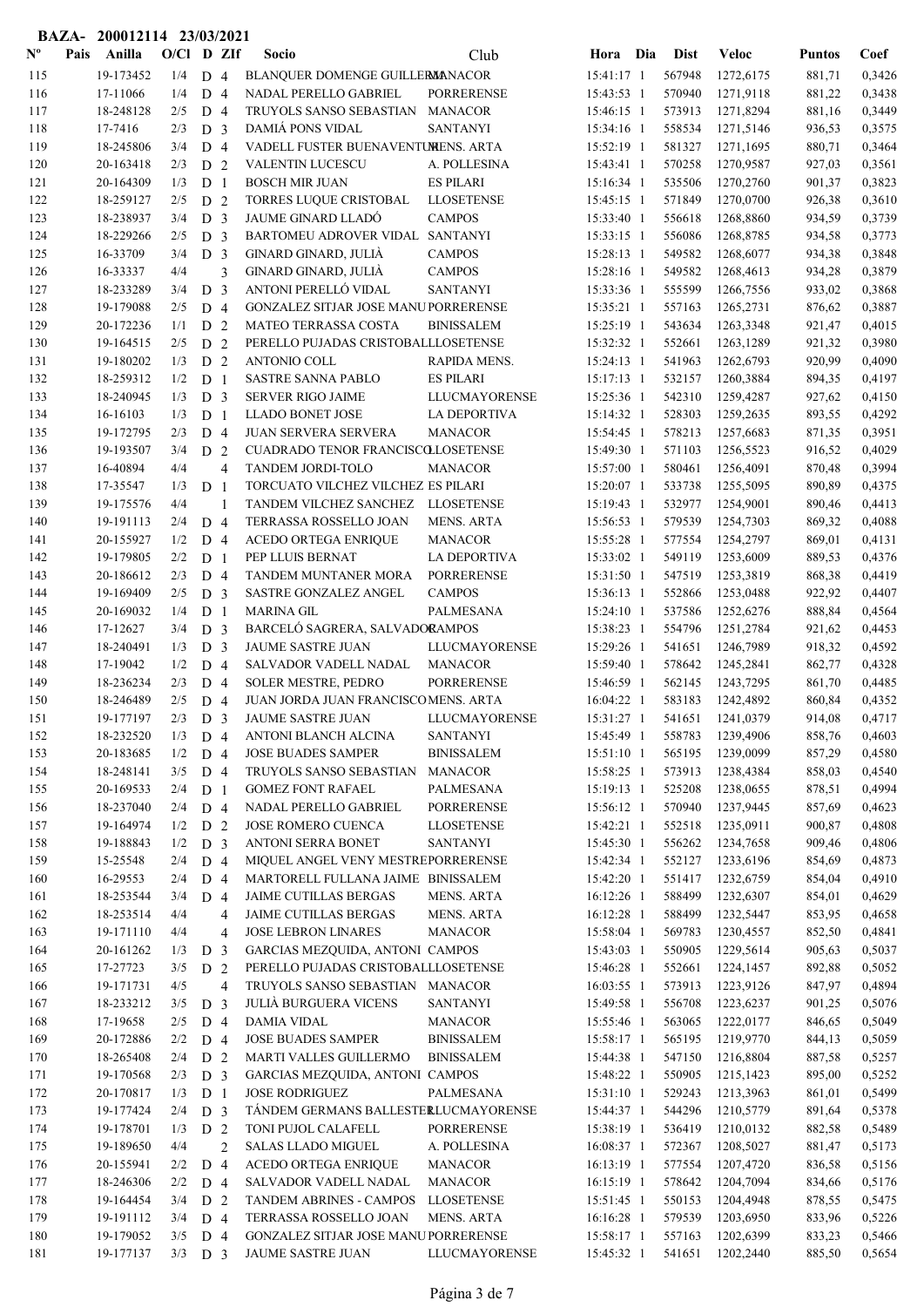**BAZA- 200012114 23/03/2021**

| Nº | Pais | Anilla | O/Cl | D | ZIf | Socio | Club | Hora | Dia | Dist | Veloc | Puntos | Coef |
|---|---|---|---|---|---|---|---|---|---|---|---|---|---|
| 115 | | 19-173452 | 1/4 | D | 4 | BLANQUER DOMENGE GUILLERMO | MANACOR | 15:41:17 | 1 | 567948 | 1272,6175 | 881,71 | 0,3426 |
| 116 | | 17-11066 | 1/4 | D | 4 | NADAL PERELLO GABRIEL | PORRERENSE | 15:43:53 | 1 | 570940 | 1271,9118 | 881,22 | 0,3438 |
| 117 | | 18-248128 | 2/5 | D | 4 | TRUYOLS SANSO SEBASTIAN | MANACOR | 15:46:15 | 1 | 573913 | 1271,8294 | 881,16 | 0,3449 |
| 118 | | 17-7416 | 2/3 | D | 3 | DAMIÁ PONS VIDAL | CAMPOS | 15:34:16 | 1 | 558534 | 1271,5146 | 936,53 | 0,3575 |
| 119 | | 18-245806 | 3/4 | D | 4 | VADELL FUSTER BUENAVENTURA | MENS. ARTA | 15:52:19 | 1 | 581327 | 1271,1695 | 880,71 | 0,3464 |
| 120 | | 20-163418 | 2/3 | D | 2 | VALENTIN LUCESCU | A. POLLESINA | 15:43:41 | 1 | 570258 | 1270,9587 | 927,03 | 0,3561 |
| 121 | | 20-164309 | 1/3 | D | 1 | BOSCH MIR JUAN | ES PILARI | 15:16:34 | 1 | 535506 | 1270,2760 | 901,37 | 0,3823 |
| 122 | | 18-259127 | 2/5 | D | 2 | TORRES LUQUE CRISTOBAL | LLOSETENSE | 15:45:15 | 1 | 571849 | 1270,0700 | 926,38 | 0,3610 |
| 123 | | 18-238937 | 3/4 | D | 3 | JAUME GINARD LLADÓ | CAMPOS | 15:33:40 | 1 | 556618 | 1268,8860 | 934,59 | 0,3739 |
| 124 | | 18-229266 | 2/5 | D | 3 | BARTOMEU ADROVER VIDAL | SANTANYI | 15:33:15 | 1 | 556086 | 1268,8785 | 934,58 | 0,3773 |
| 125 | | 16-33709 | 3/4 | D | 3 | GINARD GINARD, JULIÀ | CAMPOS | 15:28:13 | 1 | 549582 | 1268,6077 | 934,38 | 0,3848 |
| 126 | | 16-33337 | 4/4 | | 3 | GINARD GINARD, JULIÀ | CAMPOS | 15:28:16 | 1 | 549582 | 1268,4613 | 934,28 | 0,3879 |
| 127 | | 18-233289 | 3/4 | D | 3 | ANTONI PERELLÓ VIDAL | SANTANYI | 15:33:36 | 1 | 555599 | 1266,7556 | 933,02 | 0,3868 |
| 128 | | 19-179088 | 2/5 | D | 4 | GONZALEZ SITJAR JOSE MANUEL | PORRERENSE | 15:35:21 | 1 | 557163 | 1265,2731 | 876,62 | 0,3887 |
| 129 | | 20-172236 | 1/1 | D | 2 | MATEO TERRASSA COSTA | BINISSALEM | 15:25:19 | 1 | 543634 | 1263,3348 | 921,47 | 0,4015 |
| 130 | | 19-164515 | 2/5 | D | 2 | PERELLO PUJADAS CRISTOBAL | LLOSETENSE | 15:32:32 | 1 | 552661 | 1263,1289 | 921,32 | 0,3980 |
| 131 | | 19-180202 | 1/3 | D | 2 | ANTONIO COLL | RAPIDA MENS. | 15:24:13 | 1 | 541963 | 1262,6793 | 920,99 | 0,4090 |
| 132 | | 18-259312 | 1/2 | D | 1 | SASTRE SANNA PABLO | ES PILARI | 15:17:13 | 1 | 532157 | 1260,3884 | 894,35 | 0,4197 |
| 133 | | 18-240945 | 1/3 | D | 3 | SERVER RIGO JAIME | LLUCMAYORENSE | 15:25:36 | 1 | 542310 | 1259,4287 | 927,62 | 0,4150 |
| 134 | | 16-16103 | 1/3 | D | 1 | LLADO BONET JOSE | LA DEPORTIVA | 15:14:32 | 1 | 528303 | 1259,2635 | 893,55 | 0,4292 |
| 135 | | 19-172795 | 2/3 | D | 4 | JUAN SERVERA SERVERA | MANACOR | 15:54:45 | 1 | 578213 | 1257,6683 | 871,35 | 0,3951 |
| 136 | | 19-193507 | 3/4 | D | 2 | CUADRADO TENOR FRANCISCO | LLOSETENSE | 15:49:30 | 1 | 571103 | 1256,5523 | 916,52 | 0,4029 |
| 137 | | 16-40894 | 4/4 | | 4 | TANDEM JORDI-TOLO | MANACOR | 15:57:00 | 1 | 580461 | 1256,4091 | 870,48 | 0,3994 |
| 138 | | 17-35547 | 1/3 | D | 1 | TORCUATO VILCHEZ VILCHEZ | ES PILARI | 15:20:07 | 1 | 533738 | 1255,5095 | 890,89 | 0,4375 |
| 139 | | 19-175576 | 4/4 | | 1 | TANDEM VILCHEZ SANCHEZ | LLOSETENSE | 15:19:43 | 1 | 532977 | 1254,9001 | 890,46 | 0,4413 |
| 140 | | 19-191113 | 2/4 | D | 4 | TERRASSA ROSSELLO JOAN | MENS. ARTA | 15:56:53 | 1 | 579539 | 1254,7303 | 869,32 | 0,4088 |
| 141 | | 20-155927 | 1/2 | D | 4 | ACEDO ORTEGA ENRIQUE | MANACOR | 15:55:28 | 1 | 577554 | 1254,2797 | 869,01 | 0,4131 |
| 142 | | 19-179805 | 2/2 | D | 1 | PEP LLUIS BERNAT | LA DEPORTIVA | 15:33:02 | 1 | 549119 | 1253,6009 | 889,53 | 0,4376 |
| 143 | | 20-186612 | 2/3 | D | 4 | TANDEM MUNTANER MORA | PORRERENSE | 15:31:50 | 1 | 547519 | 1253,3819 | 868,38 | 0,4419 |
| 144 | | 19-169409 | 2/5 | D | 3 | SASTRE GONZALEZ ANGEL | CAMPOS | 15:36:13 | 1 | 552866 | 1253,0488 | 922,92 | 0,4407 |
| 145 | | 20-169032 | 1/4 | D | 1 | MARINA GIL | PALMESANA | 15:24:10 | 1 | 537586 | 1252,6276 | 888,84 | 0,4564 |
| 146 | | 17-12627 | 3/4 | D | 3 | BARCELÓ SAGRERA, SALVADOR | CAMPOS | 15:38:23 | 1 | 554796 | 1251,2784 | 921,62 | 0,4453 |
| 147 | | 18-240491 | 1/3 | D | 3 | JAUME SASTRE JUAN | LLUCMAYORENSE | 15:29:26 | 1 | 541651 | 1246,7989 | 918,32 | 0,4592 |
| 148 | | 17-19042 | 1/2 | D | 4 | SALVADOR VADELL NADAL | MANACOR | 15:59:40 | 1 | 578642 | 1245,2841 | 862,77 | 0,4328 |
| 149 | | 18-236234 | 2/3 | D | 4 | SOLER MESTRE, PEDRO | PORRERENSE | 15:46:57 | 1 | 562145 | 1243,7295 | 861,70 | 0,4485 |
| 150 | | 18-246489 | 2/5 | D | 4 | JUAN JORDA JUAN FRANCISCO | MENS. ARTA | 16:04:22 | 1 | 583183 | 1242,4892 | 860,84 | 0,4352 |
| 151 | | 19-177197 | 2/3 | D | 3 | JAUME SASTRE JUAN | LLUCMAYORENSE | 15:31:27 | 1 | 541651 | 1241,0379 | 914,08 | 0,4717 |
| 152 | | 18-232520 | 1/3 | D | 4 | ANTONI BLANCH ALCINA | SANTANYI | 15:45:49 | 1 | 558783 | 1239,4906 | 858,76 | 0,4603 |
| 153 | | 20-183685 | 1/2 | D | 4 | JOSE BUADES SAMPER | BINISSALEM | 15:51:10 | 1 | 565195 | 1239,0099 | 857,29 | 0,4580 |
| 154 | | 18-248141 | 3/5 | D | 4 | TRUYOLS SANSO SEBASTIAN | MANACOR | 15:58:25 | 1 | 573913 | 1238,4384 | 858,03 | 0,4540 |
| 155 | | 20-169533 | 2/4 | D | 1 | GOMEZ FONT RAFAEL | PALMESANA | 15:19:13 | 1 | 525208 | 1238,0655 | 878,51 | 0,4994 |
| 156 | | 18-237040 | 2/4 | D | 4 | NADAL PERELLO GABRIEL | PORRERENSE | 15:56:12 | 1 | 570940 | 1237,9445 | 857,69 | 0,4623 |
| 157 | | 19-164974 | 1/2 | D | 2 | JOSE ROMERO CUENCA | LLOSETENSE | 15:42:21 | 1 | 552518 | 1235,0911 | 900,87 | 0,4808 |
| 158 | | 19-188843 | 1/2 | D | 3 | ANTONI SERRA BONET | SANTANYI | 15:45:30 | 1 | 556262 | 1234,7658 | 909,46 | 0,4806 |
| 159 | | 15-25548 | 2/4 | D | 4 | MIQUEL ANGEL VENY MESTRE | PORRERENSE | 15:42:34 | 1 | 552127 | 1233,6196 | 854,69 | 0,4873 |
| 160 | | 16-29553 | 2/4 | D | 4 | MARTORELL FULLANA JAIME | BINISSALEM | 15:42:20 | 1 | 551417 | 1232,6759 | 854,04 | 0,4910 |
| 161 | | 18-253544 | 3/4 | D | 4 | JAIME CUTILLAS BERGAS | MENS. ARTA | 16:12:26 | 1 | 588499 | 1232,6307 | 854,01 | 0,4629 |
| 162 | | 18-253514 | 4/4 | | 4 | JAIME CUTILLAS BERGAS | MENS. ARTA | 16:12:28 | 1 | 588499 | 1232,5447 | 853,95 | 0,4658 |
| 163 | | 19-171110 | 4/4 | | 4 | JOSE LEBRON LINARES | MANACOR | 15:58:04 | 1 | 569783 | 1230,4557 | 852,50 | 0,4841 |
| 164 | | 20-161262 | 1/3 | D | 3 | GARCIAS MEZQUIDA, ANTONI | CAMPOS | 15:43:03 | 1 | 550905 | 1229,5614 | 905,63 | 0,5037 |
| 165 | | 17-27723 | 3/5 | D | 2 | PERELLO PUJADAS CRISTOBAL | LLOSETENSE | 15:46:28 | 1 | 552661 | 1224,1457 | 892,88 | 0,5052 |
| 166 | | 19-171731 | 4/5 | | 4 | TRUYOLS SANSO SEBASTIAN | MANACOR | 16:03:55 | 1 | 573913 | 1223,9126 | 847,97 | 0,4894 |
| 167 | | 18-233212 | 3/5 | D | 3 | JULIÀ BURGUERA VICENS | SANTANYI | 15:49:58 | 1 | 556708 | 1223,6237 | 901,25 | 0,5076 |
| 168 | | 17-19658 | 2/5 | D | 4 | DAMIA VIDAL | MANACOR | 15:55:46 | 1 | 563065 | 1222,0177 | 846,65 | 0,5049 |
| 169 | | 20-172886 | 2/2 | D | 4 | JOSE BUADES SAMPER | BINISSALEM | 15:58:17 | 1 | 565195 | 1219,9770 | 844,13 | 0,5059 |
| 170 | | 18-265408 | 2/4 | D | 2 | MARTI VALLES GUILLERMO | BINISSALEM | 15:44:38 | 1 | 547150 | 1216,8804 | 887,58 | 0,5257 |
| 171 | | 19-170568 | 2/3 | D | 3 | GARCIAS MEZQUIDA, ANTONI | CAMPOS | 15:48:22 | 1 | 550905 | 1215,1423 | 895,00 | 0,5252 |
| 172 | | 20-170817 | 1/3 | D | 1 | JOSE RODRIGUEZ | PALMESANA | 15:31:10 | 1 | 529243 | 1213,3963 | 861,01 | 0,5499 |
| 173 | | 19-177424 | 2/4 | D | 3 | TÁNDEM GERMANS BALLESTER | LLUCMAYORENSE | 15:44:37 | 1 | 544296 | 1210,5779 | 891,64 | 0,5378 |
| 174 | | 19-178701 | 1/3 | D | 2 | TONI PUJOL CALAFELL | PORRERENSE | 15:38:19 | 1 | 536419 | 1210,0132 | 882,58 | 0,5489 |
| 175 | | 19-189650 | 4/4 | | 2 | SALAS LLADO MIGUEL | A. POLLESINA | 16:08:37 | 1 | 572367 | 1208,5027 | 881,47 | 0,5173 |
| 176 | | 20-155941 | 2/2 | D | 4 | ACEDO ORTEGA ENRIQUE | MANACOR | 16:13:19 | 1 | 577554 | 1207,4720 | 836,58 | 0,5156 |
| 177 | | 18-246306 | 2/2 | D | 4 | SALVADOR VADELL NADAL | MANACOR | 16:15:19 | 1 | 578642 | 1204,7094 | 834,66 | 0,5176 |
| 178 | | 19-164454 | 3/4 | D | 2 | TANDEM ABRINES - CAMPOS | LLOSETENSE | 15:51:45 | 1 | 550153 | 1204,4948 | 878,55 | 0,5475 |
| 179 | | 19-191112 | 3/4 | D | 4 | TERRASSA ROSSELLO JOAN | MENS. ARTA | 16:16:28 | 1 | 579539 | 1203,6950 | 833,96 | 0,5226 |
| 180 | | 19-179052 | 3/5 | D | 4 | GONZALEZ SITJAR JOSE MANUEL | PORRERENSE | 15:58:17 | 1 | 557163 | 1202,6399 | 833,23 | 0,5466 |
| 181 | | 19-177137 | 3/3 | D | 3 | JAUME SASTRE JUAN | LLUCMAYORENSE | 15:45:32 | 1 | 541651 | 1202,2440 | 885,50 | 0,5654 |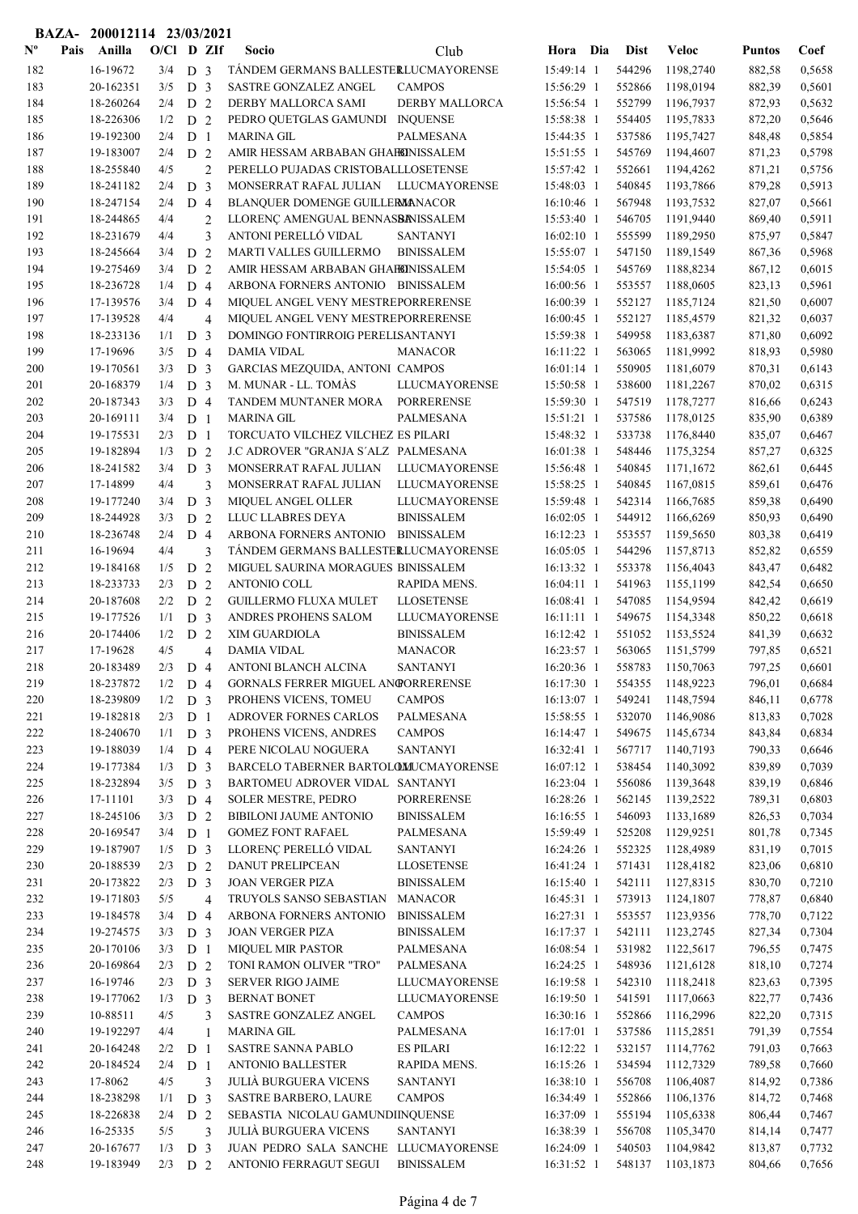**BAZA- 200012114 23/03/2021**

| Nº | Pais | Anilla | O/Cl | D | ZIf | Socio | Club | Hora | Dia | Dist | Veloc | Puntos | Coef |
|---|---|---|---|---|---|---|---|---|---|---|---|---|---|
| 182 | | 16-19672 | 3/4 | D | 3 | TÁNDEM GERMANS BALLESTER | LLUCMAYORENSE | 15:49:14 | 1 | 544296 | 1198,2740 | 882,58 | 0,5658 |
| 183 | | 20-162351 | 3/5 | D | 3 | SASTRE GONZALEZ ANGEL | CAMPOS | 15:56:29 | 1 | 552866 | 1198,0194 | 882,39 | 0,5601 |
| 184 | | 18-260264 | 2/4 | D | 2 | DERBY MALLORCA SAMI | DERBY MALLORCA | 15:56:54 | 1 | 552799 | 1196,7937 | 872,93 | 0,5632 |
| 185 | | 18-226306 | 1/2 | D | 2 | PEDRO QUETGLAS GAMUNDI | INQUENSE | 15:58:38 | 1 | 554405 | 1195,7833 | 872,20 | 0,5646 |
| 186 | | 19-192300 | 2/4 | D | 1 | MARINA GIL | PALMESANA | 15:44:35 | 1 | 537586 | 1195,7427 | 848,48 | 0,5854 |
| 187 | | 19-183007 | 2/4 | D | 2 | AMIR HESSAM ARBABAN GHAFFI | BINISSALEM | 15:51:55 | 1 | 545769 | 1194,4607 | 871,23 | 0,5798 |
| 188 | | 18-255840 | 4/5 | | 2 | PERELLO PUJADAS CRISTOBAL | LLOSETENSE | 15:57:42 | 1 | 552661 | 1194,4262 | 871,21 | 0,5756 |
| 189 | | 18-241182 | 2/4 | D | 3 | MONSERRAT RAFAL JULIAN | LLUCMAYORENSE | 15:48:03 | 1 | 540845 | 1193,7866 | 879,28 | 0,5913 |
| 190 | | 18-247154 | 2/4 | D | 4 | BLANQUER DOMENGE GUILLERMO | MANACOR | 16:10:46 | 1 | 567948 | 1193,7532 | 827,07 | 0,5661 |
| 191 | | 18-244865 | 4/4 | | 2 | LLORENÇ AMENGUAL BENNASSAR | BINISSALEM | 15:53:40 | 1 | 546705 | 1191,9440 | 869,40 | 0,5911 |
| 192 | | 18-231679 | 4/4 | | 3 | ANTONI PERELLÓ VIDAL | SANTANYI | 16:02:10 | 1 | 555599 | 1189,2950 | 875,97 | 0,5847 |
| 193 | | 18-245664 | 3/4 | D | 2 | MARTI VALLES GUILLERMO | BINISSALEM | 15:55:07 | 1 | 547150 | 1189,1549 | 867,36 | 0,5968 |
| 194 | | 19-275469 | 3/4 | D | 2 | AMIR HESSAM ARBABAN GHAFFI | BINISSALEM | 15:54:05 | 1 | 545769 | 1188,8234 | 867,12 | 0,6015 |
| 195 | | 18-236728 | 1/4 | D | 4 | ARBONA FORNERS ANTONIO | BINISSALEM | 16:00:56 | 1 | 553557 | 1188,0605 | 823,13 | 0,5961 |
| 196 | | 17-139576 | 3/4 | D | 4 | MIQUEL ANGEL VENY MESTRE | PORRERENSE | 16:00:39 | 1 | 552127 | 1185,7124 | 821,50 | 0,6007 |
| 197 | | 17-139528 | 4/4 | | 4 | MIQUEL ANGEL VENY MESTRE | PORRERENSE | 16:00:45 | 1 | 552127 | 1185,4579 | 821,32 | 0,6037 |
| 198 | | 18-233136 | 1/1 | D | 3 | DOMINGO FONTIRROIG PERELL | SANTANYI | 15:59:38 | 1 | 549958 | 1183,6387 | 871,80 | 0,6092 |
| 199 | | 17-19696 | 3/5 | D | 4 | DAMIA VIDAL | MANACOR | 16:11:22 | 1 | 563065 | 1181,9992 | 818,93 | 0,5980 |
| 200 | | 19-170561 | 3/3 | D | 3 | GARCIAS MEZQUIDA, ANTONI | CAMPOS | 16:01:14 | 1 | 550905 | 1181,6079 | 870,31 | 0,6143 |
| 201 | | 20-168379 | 1/4 | D | 3 | M. MUNAR - LL. TOMÀS | LLUCMAYORENSE | 15:50:58 | 1 | 538600 | 1181,2267 | 870,02 | 0,6315 |
| 202 | | 20-187343 | 3/3 | D | 4 | TANDEM MUNTANER MORA | PORRERENSE | 15:59:30 | 1 | 547519 | 1178,7277 | 816,66 | 0,6243 |
| 203 | | 20-169111 | 3/4 | D | 1 | MARINA GIL | PALMESANA | 15:51:21 | 1 | 537586 | 1178,0125 | 835,90 | 0,6389 |
| 204 | | 19-175531 | 2/3 | D | 1 | TORCUATO VILCHEZ VILCHEZ | ES PILARI | 15:48:32 | 1 | 533738 | 1176,8440 | 835,07 | 0,6467 |
| 205 | | 19-182894 | 1/3 | D | 2 | J.C ADROVER "GRANJA S´ALZ | PALMESANA | 16:01:38 | 1 | 548446 | 1175,3254 | 857,27 | 0,6325 |
| 206 | | 18-241582 | 3/4 | D | 3 | MONSERRAT RAFAL JULIAN | LLUCMAYORENSE | 15:56:48 | 1 | 540845 | 1171,1672 | 862,61 | 0,6445 |
| 207 | | 17-14899 | 4/4 | | 3 | MONSERRAT RAFAL JULIAN | LLUCMAYORENSE | 15:58:25 | 1 | 540845 | 1167,0815 | 859,61 | 0,6476 |
| 208 | | 19-177240 | 3/4 | D | 3 | MIQUEL ANGEL OLLER | LLUCMAYORENSE | 15:59:48 | 1 | 542314 | 1166,7685 | 859,38 | 0,6490 |
| 209 | | 18-244928 | 3/3 | D | 2 | LLUC LLABRES DEYA | BINISSALEM | 16:02:05 | 1 | 544912 | 1166,6269 | 850,93 | 0,6490 |
| 210 | | 18-236748 | 2/4 | D | 4 | ARBONA FORNERS ANTONIO | BINISSALEM | 16:12:23 | 1 | 553557 | 1159,5650 | 803,38 | 0,6419 |
| 211 | | 16-19694 | 4/4 | | 3 | TÁNDEM GERMANS BALLESTER | LLUCMAYORENSE | 16:05:05 | 1 | 544296 | 1157,8713 | 852,82 | 0,6559 |
| 212 | | 19-184168 | 1/5 | D | 2 | MIGUEL SAURINA MORAGUES | BINISSALEM | 16:13:32 | 1 | 553378 | 1156,4043 | 843,47 | 0,6482 |
| 213 | | 18-233733 | 2/3 | D | 2 | ANTONIO COLL | RAPIDA MENS. | 16:04:11 | 1 | 541963 | 1155,1199 | 842,54 | 0,6650 |
| 214 | | 20-187608 | 2/2 | D | 2 | GUILLERMO FLUXA MULET | LLOSETENSE | 16:08:41 | 1 | 547085 | 1154,9594 | 842,42 | 0,6619 |
| 215 | | 19-177526 | 1/1 | D | 3 | ANDRES PROHENS SALOM | LLUCMAYORENSE | 16:11:11 | 1 | 549675 | 1154,3348 | 850,22 | 0,6618 |
| 216 | | 20-174406 | 1/2 | D | 2 | XIM GUARDIOLA | BINISSALEM | 16:12:42 | 1 | 551052 | 1153,5524 | 841,39 | 0,6632 |
| 217 | | 17-19628 | 4/5 | | 4 | DAMIA VIDAL | MANACOR | 16:23:57 | 1 | 563065 | 1151,5799 | 797,85 | 0,6521 |
| 218 | | 20-183489 | 2/3 | D | 4 | ANTONI BLANCH ALCINA | SANTANYI | 16:20:36 | 1 | 558783 | 1150,7063 | 797,25 | 0,6601 |
| 219 | | 18-237872 | 1/2 | D | 4 | GORNALS FERRER MIGUEL ANG | PORRERENSE | 16:17:30 | 1 | 554355 | 1148,9223 | 796,01 | 0,6684 |
| 220 | | 18-239809 | 1/2 | D | 3 | PROHENS VICENS, TOMEU | CAMPOS | 16:13:07 | 1 | 549241 | 1148,7594 | 846,11 | 0,6778 |
| 221 | | 19-182818 | 2/3 | D | 1 | ADROVER FORNES CARLOS | PALMESANA | 15:58:55 | 1 | 532070 | 1146,9086 | 813,83 | 0,7028 |
| 222 | | 18-240670 | 1/1 | D | 3 | PROHENS VICENS, ANDRES | CAMPOS | 16:14:47 | 1 | 549675 | 1145,6734 | 843,84 | 0,6834 |
| 223 | | 19-188039 | 1/4 | D | 4 | PERE NICOLAU NOGUERA | SANTANYI | 16:32:41 | 1 | 567717 | 1140,7193 | 790,33 | 0,6646 |
| 224 | | 19-177384 | 1/3 | D | 3 | BARCELO TABERNER BARTOLOMÉ | LLUCMAYORENSE | 16:07:12 | 1 | 538454 | 1140,3092 | 839,89 | 0,7039 |
| 225 | | 18-232894 | 3/5 | D | 3 | BARTOMEU ADROVER VIDAL | SANTANYI | 16:23:04 | 1 | 556086 | 1139,3648 | 839,19 | 0,6846 |
| 226 | | 17-11101 | 3/3 | D | 4 | SOLER MESTRE, PEDRO | PORRERENSE | 16:28:26 | 1 | 562145 | 1139,2522 | 789,31 | 0,6803 |
| 227 | | 18-245106 | 3/3 | D | 2 | BIBILONI JAUME ANTONIO | BINISSALEM | 16:16:55 | 1 | 546093 | 1133,1689 | 826,53 | 0,7034 |
| 228 | | 20-169547 | 3/4 | D | 1 | GOMEZ FONT RAFAEL | PALMESANA | 15:59:49 | 1 | 525208 | 1129,9251 | 801,78 | 0,7345 |
| 229 | | 19-187907 | 1/5 | D | 3 | LLORENÇ PERELLÓ VIDAL | SANTANYI | 16:24:26 | 1 | 552325 | 1128,4989 | 831,19 | 0,7015 |
| 230 | | 20-188539 | 2/3 | D | 2 | DANUT PRELIPCEAN | LLOSETENSE | 16:41:24 | 1 | 571431 | 1128,4182 | 823,06 | 0,6810 |
| 231 | | 20-173822 | 2/3 | D | 3 | JOAN VERGER PIZA | BINISSALEM | 16:15:40 | 1 | 542111 | 1127,8315 | 830,70 | 0,7210 |
| 232 | | 19-171803 | 5/5 | | 4 | TRUYOLS SANSO SEBASTIAN | MANACOR | 16:45:31 | 1 | 573913 | 1124,1807 | 778,87 | 0,6840 |
| 233 | | 19-184578 | 3/4 | D | 4 | ARBONA FORNERS ANTONIO | BINISSALEM | 16:27:31 | 1 | 553557 | 1123,9356 | 778,70 | 0,7122 |
| 234 | | 19-274575 | 3/3 | D | 3 | JOAN VERGER PIZA | BINISSALEM | 16:17:37 | 1 | 542111 | 1123,2745 | 827,34 | 0,7304 |
| 235 | | 20-170106 | 3/3 | D | 1 | MIQUEL MIR PASTOR | PALMESANA | 16:08:54 | 1 | 531982 | 1122,5617 | 796,55 | 0,7475 |
| 236 | | 20-169864 | 2/3 | D | 2 | TONI RAMON OLIVER "TRO" | PALMESANA | 16:24:25 | 1 | 548936 | 1121,6128 | 818,10 | 0,7274 |
| 237 | | 16-19746 | 2/3 | D | 3 | SERVER RIGO JAIME | LLUCMAYORENSE | 16:19:58 | 1 | 542310 | 1118,2418 | 823,63 | 0,7395 |
| 238 | | 19-177062 | 1/3 | D | 3 | BERNAT BONET | LLUCMAYORENSE | 16:19:50 | 1 | 541591 | 1117,0663 | 822,77 | 0,7436 |
| 239 | | 10-88511 | 4/5 | | 3 | SASTRE GONZALEZ ANGEL | CAMPOS | 16:30:16 | 1 | 552866 | 1116,2996 | 822,20 | 0,7315 |
| 240 | | 19-192297 | 4/4 | | 1 | MARINA GIL | PALMESANA | 16:17:01 | 1 | 537586 | 1115,2851 | 791,39 | 0,7554 |
| 241 | | 20-164248 | 2/2 | D | 1 | SASTRE SANNA PABLO | ES PILARI | 16:12:22 | 1 | 532157 | 1114,7762 | 791,03 | 0,7663 |
| 242 | | 20-184524 | 2/4 | D | 1 | ANTONIO BALLESTER | RAPIDA MENS. | 16:15:26 | 1 | 534594 | 1112,7329 | 789,58 | 0,7660 |
| 243 | | 17-8062 | 4/5 | | 3 | JULIÀ BURGUERA VICENS | SANTANYI | 16:38:10 | 1 | 556708 | 1106,4087 | 814,92 | 0,7386 |
| 244 | | 18-238298 | 1/1 | D | 3 | SASTRE BARBERO, LAURE | CAMPOS | 16:34:49 | 1 | 552866 | 1106,1376 | 814,72 | 0,7468 |
| 245 | | 18-226838 | 2/4 | D | 2 | SEBASTIA NICOLAU GAMUNDI | INQUENSE | 16:37:09 | 1 | 555194 | 1105,6338 | 806,44 | 0,7467 |
| 246 | | 16-25335 | 5/5 | | 3 | JULIÀ BURGUERA VICENS | SANTANYI | 16:38:39 | 1 | 556708 | 1105,3470 | 814,14 | 0,7477 |
| 247 | | 20-167677 | 1/3 | D | 3 | JUAN PEDRO SALA SANCHE | LLUCMAYORENSE | 16:24:09 | 1 | 540503 | 1104,9842 | 813,87 | 0,7732 |
| 248 | | 19-183949 | 2/3 | D | 2 | ANTONIO FERRAGUT SEGUI | BINISSALEM | 16:31:52 | 1 | 548137 | 1103,1873 | 804,66 | 0,7656 |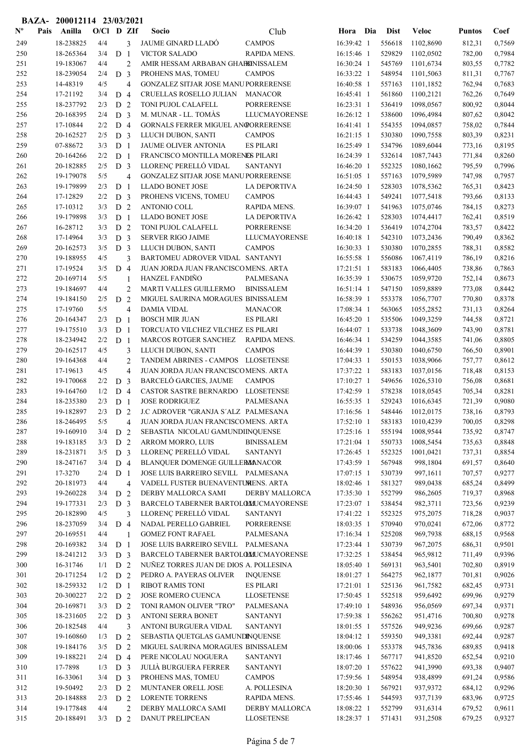**BAZA- 200012114 23/03/2021**

| Nº | Pais | Anilla | O/Cl | D | ZIf | Socio | Club | Hora | Dia | Dist | Veloc | Puntos | Coef |
|---|---|---|---|---|---|---|---|---|---|---|---|---|---|
| 249 | | 18-238825 | 4/4 | | 3 | JAUME GINARD LLADÓ | CAMPOS | 16:39:42 | 1 | 556618 | 1102,8690 | 812,31 | 0,7569 |
| 250 | | 18-265364 | 3/4 | D | 1 | VICTOR SALADO | RAPIDA MENS. | 16:15:46 | 1 | 529829 | 1102,0502 | 782,00 | 0,7984 |
| 251 | | 19-183067 | 4/4 | | 2 | AMIR HESSAM ARBABAN GHAHBINISSALEM | | 16:30:24 | 1 | 545769 | 1101,6734 | 803,55 | 0,7782 |
| 252 | | 18-239054 | 2/4 | D | 3 | PROHENS MAS, TOMEU | CAMPOS | 16:33:22 | 1 | 548954 | 1101,5063 | 811,31 | 0,7767 |
| 253 | | 14-48319 | 4/5 | | 4 | GONZALEZ SITJAR JOSE MANU PORRERENSE | | 16:40:58 | 1 | 557163 | 1101,1852 | 762,94 | 0,7683 |
| 254 | | 17-21192 | 3/4 | D | 4 | CRUELLAS ROSELLO JULIAN | MANACOR | 16:45:41 | 1 | 561860 | 1100,2121 | 762,26 | 0,7649 |
| 255 | | 18-237792 | 2/3 | D | 2 | TONI PUJOL CALAFELL | PORRERENSE | 16:23:31 | 1 | 536419 | 1098,0567 | 800,92 | 0,8044 |
| 256 | | 20-168395 | 2/4 | D | 3 | M. MUNAR - LL. TOMÀS | LLUCMAYORENSE | 16:26:12 | 1 | 538600 | 1096,4984 | 807,62 | 0,8042 |
| 257 | | 17-10844 | 2/2 | D | 4 | GORNALS FERRER MIGUEL ANGPORRERENSE | | 16:41:41 | 1 | 554355 | 1094,0857 | 758,02 | 0,7844 |
| 258 | | 20-162527 | 2/5 | D | 3 | LLUCH DUBON, SANTI | CAMPOS | 16:21:15 | 1 | 530380 | 1090,7558 | 803,39 | 0,8231 |
| 259 | | 07-88672 | 3/3 | D | 1 | JAUME OLIVER ANTONIA | ES PILARI | 16:25:49 | 1 | 534796 | 1089,6044 | 773,16 | 0,8195 |
| 260 | | 20-164266 | 2/2 | D | 1 | FRANCISCO MONTILLA MORENES PILARI | | 16:24:39 | 1 | 532614 | 1087,7443 | 771,84 | 0,8260 |
| 261 | | 20-182885 | 2/5 | D | 3 | LLORENÇ PERELLÓ VIDAL | SANTANYI | 16:46:20 | 1 | 552325 | 1080,1662 | 795,59 | 0,7996 |
| 262 | | 19-179078 | 5/5 | | 4 | GONZALEZ SITJAR JOSE MANU PORRERENSE | | 16:51:05 | 1 | 557163 | 1079,5989 | 747,98 | 0,7957 |
| 263 | | 19-179899 | 2/3 | D | 1 | LLADO BONET JOSE | LA DEPORTIVA | 16:24:50 | 1 | 528303 | 1078,5362 | 765,31 | 0,8423 |
| 264 | | 17-12829 | 2/2 | D | 3 | PROHENS VICENS, TOMEU | CAMPOS | 16:44:43 | 1 | 549241 | 1077,5418 | 793,66 | 0,8133 |
| 265 | | 17-10312 | 3/3 | D | 2 | ANTONIO COLL | RAPIDA MENS. | 16:39:07 | 1 | 541963 | 1075,0746 | 784,15 | 0,8273 |
| 266 | | 19-179898 | 3/3 | D | 1 | LLADO BONET JOSE | LA DEPORTIVA | 16:26:42 | 1 | 528303 | 1074,4417 | 762,41 | 0,8519 |
| 267 | | 16-28712 | 3/3 | D | 2 | TONI PUJOL CALAFELL | PORRERENSE | 16:34:20 | 1 | 536419 | 1074,2704 | 783,57 | 0,8422 |
| 268 | | 17-14964 | 3/3 | D | 3 | SERVER RIGO JAIME | LLUCMAYORENSE | 16:40:18 | 1 | 542310 | 1073,2436 | 790,49 | 0,8362 |
| 269 | | 20-162573 | 3/5 | D | 3 | LLUCH DUBON, SANTI | CAMPOS | 16:30:33 | 1 | 530380 | 1070,2855 | 788,31 | 0,8582 |
| 270 | | 19-188955 | 4/5 | | 3 | BARTOMEU ADROVER VIDAL | SANTANYI | 16:55:58 | 1 | 556086 | 1067,4119 | 786,19 | 0,8216 |
| 271 | | 17-19524 | 3/5 | D | 4 | JUAN JORDA JUAN FRANCISCO MENS. ARTA | | 17:21:51 | 1 | 583183 | 1066,4405 | 738,86 | 0,7863 |
| 272 | | 20-169714 | 5/5 | | 1 | HANZEL FANDIÑO | PALMESANA | 16:35:39 | 1 | 530675 | 1059,9720 | 752,14 | 0,8673 |
| 273 | | 19-184697 | 4/4 | | 2 | MARTI VALLES GUILLERMO | BINISSALEM | 16:51:14 | 1 | 547150 | 1059,8889 | 773,08 | 0,8442 |
| 274 | | 19-184150 | 2/5 | D | 2 | MIGUEL SAURINA MORAGUES BINISSALEM | | 16:58:39 | 1 | 553378 | 1056,7707 | 770,80 | 0,8378 |
| 275 | | 17-19760 | 5/5 | | 4 | DAMIA VIDAL | MANACOR | 17:08:34 | 1 | 563065 | 1055,2852 | 731,13 | 0,8264 |
| 276 | | 20-164347 | 2/3 | D | 1 | BOSCH MIR JUAN | ES PILARI | 16:45:20 | 1 | 535506 | 1049,3259 | 744,58 | 0,8721 |
| 277 | | 19-175510 | 3/3 | D | 1 | TORCUATO VILCHEZ VILCHEZ ES PILARI | | 16:44:07 | 1 | 533738 | 1048,3609 | 743,90 | 0,8781 |
| 278 | | 18-234942 | 2/2 | D | 1 | MARCOS ROTGER SANCHEZ | RAPIDA MENS. | 16:46:34 | 1 | 534259 | 1044,3585 | 741,06 | 0,8805 |
| 279 | | 20-162517 | 4/5 | | 3 | LLUCH DUBON, SANTI | CAMPOS | 16:44:39 | 1 | 530380 | 1040,6750 | 766,50 | 0,8901 |
| 280 | | 19-164368 | 4/4 | | 2 | TANDEM ABRINES - CAMPOS | LLOSETENSE | 17:04:33 | 1 | 550153 | 1038,9066 | 757,77 | 0,8612 |
| 281 | | 17-19613 | 4/5 | | 4 | JUAN JORDA JUAN FRANCISCO MENS. ARTA | | 17:37:22 | 1 | 583183 | 1037,0156 | 718,48 | 0,8153 |
| 282 | | 19-170068 | 2/2 | D | 3 | BARCELÓ GARCIES, JAUME | CAMPOS | 17:10:27 | 1 | 549656 | 1026,5310 | 756,08 | 0,8681 |
| 283 | | 19-164760 | 1/2 | D | 4 | CASTOR SASTRE BERNARDO | LLOSETENSE | 17:42:59 | 1 | 578238 | 1018,0545 | 705,34 | 0,8281 |
| 284 | | 18-235380 | 2/3 | D | 1 | JOSE RODRIGUEZ | PALMESANA | 16:55:35 | 1 | 529243 | 1016,6345 | 721,39 | 0,9080 |
| 285 | | 19-182897 | 2/3 | D | 2 | J.C ADROVER "GRANJA S´ALZ | PALMESANA | 17:16:56 | 1 | 548446 | 1012,0175 | 738,16 | 0,8793 |
| 286 | | 18-246495 | 5/5 | | 4 | JUAN JORDA JUAN FRANCISCO MENS. ARTA | | 17:52:10 | 1 | 583183 | 1010,4239 | 700,05 | 0,8298 |
| 287 | | 19-160910 | 3/4 | D | 2 | SEBASTIA NICOLAU GAMUNDIINQUENSE | | 17:25:16 | 1 | 555194 | 1008,9544 | 735,92 | 0,8747 |
| 288 | | 19-183185 | 3/3 | D | 2 | ARROM MORRO, LUIS | BINISSALEM | 17:21:04 | 1 | 550733 | 1008,5454 | 735,63 | 0,8848 |
| 289 | | 18-231871 | 3/5 | D | 3 | LLORENÇ PERELLÓ VIDAL | SANTANYI | 17:26:45 | 1 | 552325 | 1001,0421 | 737,31 | 0,8854 |
| 290 | | 18-247167 | 3/4 | D | 4 | BLANQUER DOMENGE GUILLERMANACOR | | 17:43:59 | 1 | 567948 | 998,1804 | 691,57 | 0,8640 |
| 291 | | 17-3270 | 2/4 | D | 1 | JOSE LUIS BARREIRO SEVILL | PALMESANA | 17:07:15 | 1 | 530739 | 997,1611 | 707,57 | 0,9277 |
| 292 | | 20-181973 | 4/4 | | 4 | VADELL FUSTER BUENAVENTUMENS. ARTA | | 18:02:46 | 1 | 581327 | 989,0438 | 685,24 | 0,8499 |
| 293 | | 19-260228 | 3/4 | D | 2 | DERBY MALLORCA SAMI | DERBY MALLORCA | 17:35:30 | 1 | 552799 | 986,2605 | 719,37 | 0,8968 |
| 294 | | 19-177331 | 2/3 | D | 3 | BARCELO TABERNER BARTOLOLLUCMAYORENSE | | 17:23:07 | 1 | 538454 | 982,3711 | 723,56 | 0,9239 |
| 295 | | 20-182890 | 4/5 | | 3 | LLORENÇ PERELLÓ VIDAL | SANTANYI | 17:41:22 | 1 | 552325 | 975,2075 | 718,28 | 0,9037 |
| 296 | | 18-237059 | 3/4 | D | 4 | NADAL PERELLO GABRIEL | PORRERENSE | 18:03:35 | 1 | 570940 | 970,0241 | 672,06 | 0,8772 |
| 297 | | 20-169551 | 4/4 | | 1 | GOMEZ FONT RAFAEL | PALMESANA | 17:16:34 | 1 | 525208 | 969,7938 | 688,15 | 0,9568 |
| 298 | | 20-169382 | 3/4 | D | 1 | JOSE LUIS BARREIRO SEVILL | PALMESANA | 17:23:44 | 1 | 530739 | 967,2075 | 686,31 | 0,9501 |
| 299 | | 18-241212 | 3/3 | D | 3 | BARCELO TABERNER BARTOLOLLUCMAYORENSE | | 17:32:25 | 1 | 538454 | 965,9812 | 711,49 | 0,9396 |
| 300 | | 16-31746 | 1/1 | D | 2 | NUÑEZ TORRES JUAN DE DIOS A. POLLESINA | | 18:05:40 | 1 | 569131 | 963,5401 | 702,80 | 0,8919 |
| 301 | | 20-171254 | 1/2 | D | 2 | PEDRO A. PAYERAS OLIVER | INQUENSE | 18:01:27 | 1 | 564275 | 962,1877 | 701,81 | 0,9026 |
| 302 | | 18-259332 | 1/2 | D | 1 | RIBOT RAMIS TONI | ES PILARI | 17:21:01 | 1 | 525136 | 961,7582 | 682,45 | 0,9731 |
| 303 | | 20-300227 | 2/2 | D | 2 | JOSE ROMERO CUENCA | LLOSETENSE | 17:50:45 | 1 | 552518 | 959,6492 | 699,96 | 0,9279 |
| 304 | | 20-169871 | 3/3 | D | 2 | TONI RAMON OLIVER "TRO" | PALMESANA | 17:49:10 | 1 | 548936 | 956,0569 | 697,34 | 0,9371 |
| 305 | | 18-231605 | 2/2 | D | 3 | ANTONI SERRA BONET | SANTANYI | 17:59:38 | 1 | 556262 | 951,4716 | 700,80 | 0,9278 |
| 306 | | 20-182548 | 4/4 | | 3 | ANTONI BURGUERA VIDAL | SANTANYI | 18:01:55 | 1 | 557526 | 949,9236 | 699,66 | 0,9287 |
| 307 | | 19-160860 | 1/3 | D | 2 | SEBASTIA QUETGLAS GAMUNDINQUENSE | | 18:04:12 | 1 | 559350 | 949,3381 | 692,44 | 0,9287 |
| 308 | | 19-184176 | 3/5 | D | 2 | MIGUEL SAURINA MORAGUES BINISSALEM | | 18:00:06 | 1 | 553378 | 945,7836 | 689,85 | 0,9418 |
| 309 | | 19-188221 | 2/4 | D | 4 | PERE NICOLAU NOGUERA | SANTANYI | 18:17:46 | 1 | 567717 | 941,8520 | 652,54 | 0,9210 |
| 310 | | 17-7898 | 1/3 | D | 3 | JULIÀ BURGUERA FERRER | SANTANYI | 18:07:20 | 1 | 557622 | 941,3990 | 693,38 | 0,9407 |
| 311 | | 16-33061 | 3/4 | D | 3 | PROHENS MAS, TOMEU | CAMPOS | 17:59:56 | 1 | 548954 | 938,4899 | 691,24 | 0,9586 |
| 312 | | 19-50492 | 2/3 | D | 2 | MUNTANER ORELL JOSE | A. POLLESINA | 18:20:30 | 1 | 567921 | 937,9372 | 684,12 | 0,9296 |
| 313 | | 20-184888 | 2/3 | D | 2 | LORENTE TORRENS | RAPIDA MENS. | 17:55:46 | 1 | 544593 | 937,7139 | 683,96 | 0,9725 |
| 314 | | 19-177848 | 4/4 | | 2 | DERBY MALLORCA SAMI | DERBY MALLORCA | 18:08:22 | 1 | 552799 | 931,6314 | 679,52 | 0,9611 |
| 315 | | 20-188491 | 3/3 | D | 2 | DANUT PRELIPCEAN | LLOSETENSE | 18:28:37 | 1 | 571431 | 931,2508 | 679,25 | 0,9327 |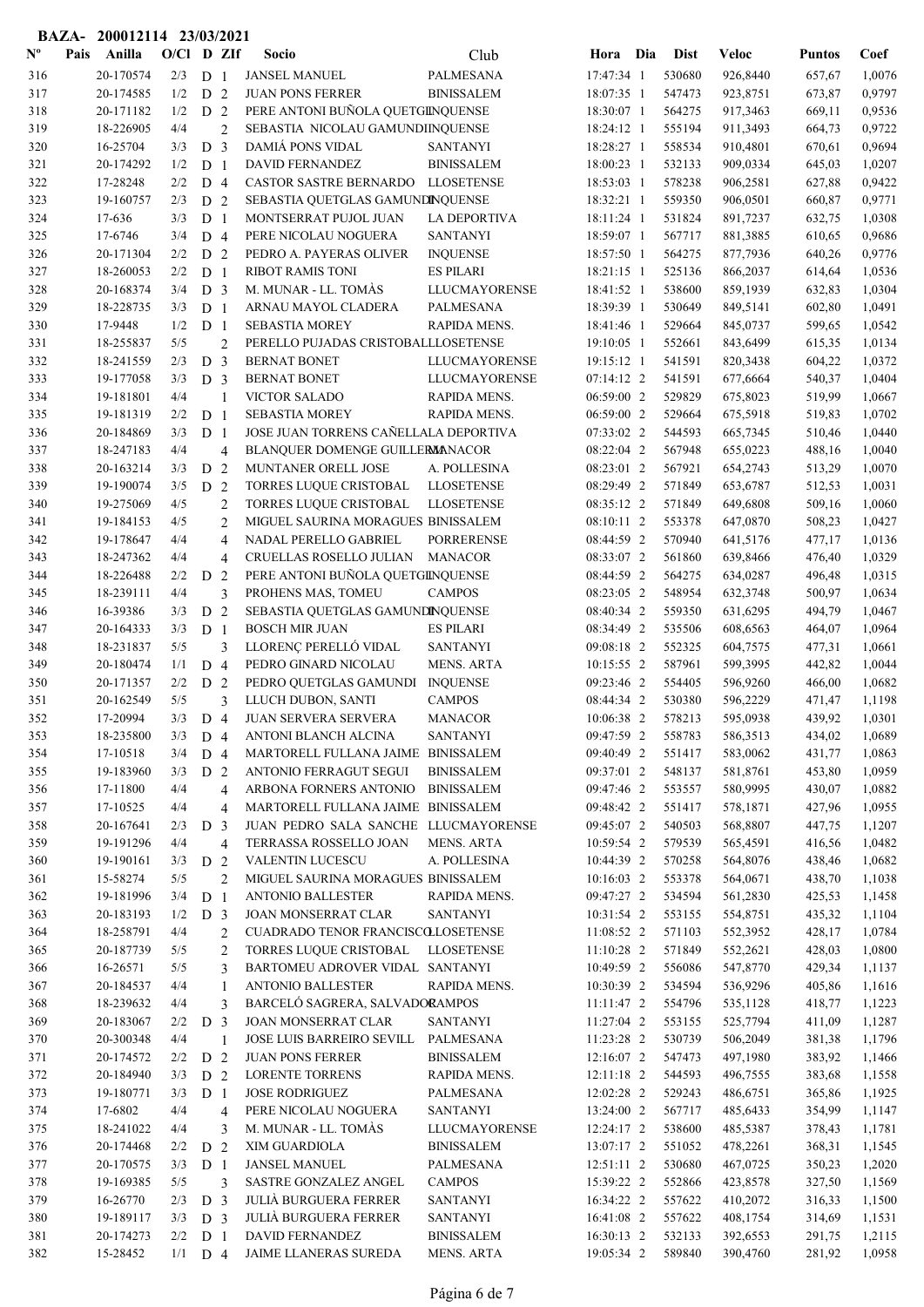BAZA- 200012114 23/03/2021

| Nº | Pais | Anilla | O/Cl | D | ZIf | Socio | Club | Hora | Dia | Dist | Veloc | Puntos | Coef |
|---|---|---|---|---|---|---|---|---|---|---|---|---|---|
| 316 | | 20-170574 | 2/3 | D | 1 | JANSEL MANUEL | PALMESANA | 17:47:34 | 1 | 530680 | 926,8440 | 657,67 | 1,0076 |
| 317 | | 20-174585 | 1/2 | D | 2 | JUAN PONS FERRER | BINISSALEM | 18:07:35 | 1 | 547473 | 923,8751 | 673,87 | 0,9797 |
| 318 | | 20-171182 | 1/2 | D | 2 | PERE ANTONI BUÑOLA QUETGL | INQUENSE | 18:30:07 | 1 | 564275 | 917,3463 | 669,11 | 0,9536 |
| 319 | | 18-226905 | 4/4 | | 2 | SEBASTIA NICOLAU GAMUNDI | INQUENSE | 18:24:12 | 1 | 555194 | 911,3493 | 664,73 | 0,9722 |
| 320 | | 16-25704 | 3/3 | D | 3 | DAMIÁ PONS VIDAL | SANTANYI | 18:28:27 | 1 | 558534 | 910,4801 | 670,61 | 0,9694 |
| 321 | | 20-174292 | 1/2 | D | 1 | DAVID FERNANDEZ | BINISSALEM | 18:00:23 | 1 | 532133 | 909,0334 | 645,03 | 1,0207 |
| 322 | | 17-28248 | 2/2 | D | 4 | CASTOR SASTRE BERNARDO | LLOSETENSE | 18:53:03 | 1 | 578238 | 906,2581 | 627,88 | 0,9422 |
| 323 | | 19-160757 | 2/3 | D | 2 | SEBASTIA QUETGLAS GAMUNDI | INQUENSE | 18:32:21 | 1 | 559350 | 906,0501 | 660,87 | 0,9771 |
| 324 | | 17-636 | 3/3 | D | 1 | MONTSERRAT PUJOL JUAN | LA DEPORTIVA | 18:11:24 | 1 | 531824 | 891,7237 | 632,75 | 1,0308 |
| 325 | | 17-6746 | 3/4 | D | 4 | PERE NICOLAU NOGUERA | SANTANYI | 18:59:07 | 1 | 567717 | 881,3885 | 610,65 | 0,9686 |
| 326 | | 20-171304 | 2/2 | D | 2 | PEDRO A. PAYERAS OLIVER | INQUENSE | 18:57:50 | 1 | 564275 | 877,7936 | 640,26 | 0,9776 |
| 327 | | 18-260053 | 2/2 | D | 1 | RIBOT RAMIS TONI | ES PILARI | 18:21:15 | 1 | 525136 | 866,2037 | 614,64 | 1,0536 |
| 328 | | 20-168374 | 3/4 | D | 3 | M. MUNAR - LL. TOMÀS | LLUCMAYORENSE | 18:41:52 | 1 | 538600 | 859,1939 | 632,83 | 1,0304 |
| 329 | | 18-228735 | 3/3 | D | 1 | ARNAU MAYOL CLADERA | PALMESANA | 18:39:39 | 1 | 530649 | 849,5141 | 602,80 | 1,0491 |
| 330 | | 17-9448 | 1/2 | D | 1 | SEBASTIA MOREY | RAPIDA MENS. | 18:41:46 | 1 | 529664 | 845,0737 | 599,65 | 1,0542 |
| 331 | | 18-255837 | 5/5 | | 2 | PERELLO PUJADAS CRISTOBAL | LLOSETENSE | 19:10:05 | 1 | 552661 | 843,6499 | 615,35 | 1,0134 |
| 332 | | 18-241559 | 2/3 | D | 3 | BERNAT BONET | LLUCMAYORENSE | 19:15:12 | 1 | 541591 | 820,3438 | 604,22 | 1,0372 |
| 333 | | 19-177058 | 3/3 | D | 3 | BERNAT BONET | LLUCMAYORENSE | 07:14:12 | 2 | 541591 | 677,6664 | 540,37 | 1,0404 |
| 334 | | 19-181801 | 4/4 | | 1 | VICTOR SALADO | RAPIDA MENS. | 06:59:00 | 2 | 529829 | 675,8023 | 519,99 | 1,0667 |
| 335 | | 19-181319 | 2/2 | D | 1 | SEBASTIA MOREY | RAPIDA MENS. | 06:59:00 | 2 | 529664 | 675,5918 | 519,83 | 1,0702 |
| 336 | | 20-184869 | 3/3 | D | 1 | JOSE JUAN TORRENS CAÑELLAS | LA DEPORTIVA | 07:33:02 | 2 | 544593 | 665,7345 | 510,46 | 1,0440 |
| 337 | | 18-247183 | 4/4 | | 4 | BLANQUER DOMENGE GUILLERMO | MANACOR | 08:22:04 | 2 | 567948 | 655,0223 | 488,16 | 1,0040 |
| 338 | | 20-163214 | 3/3 | D | 2 | MUNTANER ORELL JOSE | A. POLLESINA | 08:23:01 | 2 | 567921 | 654,2743 | 513,29 | 1,0070 |
| 339 | | 19-190074 | 3/5 | D | 2 | TORRES LUQUE CRISTOBAL | LLOSETENSE | 08:29:49 | 2 | 571849 | 653,6787 | 512,53 | 1,0031 |
| 340 | | 19-275069 | 4/5 | | 2 | TORRES LUQUE CRISTOBAL | LLOSETENSE | 08:35:12 | 2 | 571849 | 649,6808 | 509,16 | 1,0060 |
| 341 | | 19-184153 | 4/5 | | 2 | MIGUEL SAURINA MORAGUES | BINISSALEM | 08:10:11 | 2 | 553378 | 647,0870 | 508,23 | 1,0427 |
| 342 | | 19-178647 | 4/4 | | 4 | NADAL PERELLO GABRIEL | PORRERENSE | 08:44:59 | 2 | 570940 | 641,5176 | 477,17 | 1,0136 |
| 343 | | 18-247362 | 4/4 | | 4 | CRUELLAS ROSELLO JULIAN | MANACOR | 08:33:07 | 2 | 561860 | 639,8466 | 476,40 | 1,0329 |
| 344 | | 18-226488 | 2/2 | D | 2 | PERE ANTONI BUÑOLA QUETGL | INQUENSE | 08:44:59 | 2 | 564275 | 634,0287 | 496,48 | 1,0315 |
| 345 | | 18-239111 | 4/4 | | 3 | PROHENS MAS, TOMEU | CAMPOS | 08:23:05 | 2 | 548954 | 632,3748 | 500,97 | 1,0634 |
| 346 | | 16-39386 | 3/3 | D | 2 | SEBASTIA QUETGLAS GAMUNDI | INQUENSE | 08:40:34 | 2 | 559350 | 631,6295 | 494,79 | 1,0467 |
| 347 | | 20-164333 | 3/3 | D | 1 | BOSCH MIR JUAN | ES PILARI | 08:34:49 | 2 | 535506 | 608,6563 | 464,07 | 1,0964 |
| 348 | | 18-231837 | 5/5 | | 3 | LLORENÇ PERELLÓ VIDAL | SANTANYI | 09:08:18 | 2 | 552325 | 604,7575 | 477,31 | 1,0661 |
| 349 | | 20-180474 | 1/1 | D | 4 | PEDRO GINARD NICOLAU | MENS. ARTA | 10:15:55 | 2 | 587961 | 599,3995 | 442,82 | 1,0044 |
| 350 | | 20-171357 | 2/2 | D | 2 | PEDRO QUETGLAS GAMUNDI | INQUENSE | 09:23:46 | 2 | 554405 | 596,9260 | 466,00 | 1,0682 |
| 351 | | 20-162549 | 5/5 | | 3 | LLUCH DUBON, SANTI | CAMPOS | 08:44:34 | 2 | 530380 | 596,2229 | 471,47 | 1,1198 |
| 352 | | 17-20994 | 3/3 | D | 4 | JUAN SERVERA SERVERA | MANACOR | 10:06:38 | 2 | 578213 | 595,0938 | 439,92 | 1,0301 |
| 353 | | 18-235800 | 3/3 | D | 4 | ANTONI BLANCH ALCINA | SANTANYI | 09:47:59 | 2 | 558783 | 586,3513 | 434,02 | 1,0689 |
| 354 | | 17-10518 | 3/4 | D | 4 | MARTORELL FULLANA JAIME | BINISSALEM | 09:40:49 | 2 | 551417 | 583,0062 | 431,77 | 1,0863 |
| 355 | | 19-183960 | 3/3 | D | 2 | ANTONIO FERRAGUT SEGUI | BINISSALEM | 09:37:01 | 2 | 548137 | 581,8761 | 453,80 | 1,0959 |
| 356 | | 17-11800 | 4/4 | | 4 | ARBONA FORNERS ANTONIO | BINISSALEM | 09:47:46 | 2 | 553557 | 580,9995 | 430,07 | 1,0882 |
| 357 | | 17-10525 | 4/4 | | 4 | MARTORELL FULLANA JAIME | BINISSALEM | 09:48:42 | 2 | 551417 | 578,1871 | 427,96 | 1,0955 |
| 358 | | 20-167641 | 2/3 | D | 3 | JUAN PEDRO SALA SANCHE | LLUCMAYORENSE | 09:45:07 | 2 | 540503 | 568,8807 | 447,75 | 1,1207 |
| 359 | | 19-191296 | 4/4 | | 4 | TERRASSA ROSSELLO JOAN | MENS. ARTA | 10:59:54 | 2 | 579539 | 565,4591 | 416,56 | 1,0482 |
| 360 | | 19-190161 | 3/3 | D | 2 | VALENTIN LUCESCU | A. POLLESINA | 10:44:39 | 2 | 570258 | 564,8076 | 438,46 | 1,0682 |
| 361 | | 15-58274 | 5/5 | | 2 | MIGUEL SAURINA MORAGUES | BINISSALEM | 10:16:03 | 2 | 553378 | 564,0671 | 438,70 | 1,1038 |
| 362 | | 19-181996 | 3/4 | D | 1 | ANTONIO BALLESTER | RAPIDA MENS. | 09:47:27 | 2 | 534594 | 561,2830 | 425,53 | 1,1458 |
| 363 | | 20-183193 | 1/2 | D | 3 | JOAN MONSERRAT CLAR | SANTANYI | 10:31:54 | 2 | 553155 | 554,8751 | 435,32 | 1,1104 |
| 364 | | 18-258791 | 4/4 | | 2 | CUADRADO TENOR FRANCISCO | LLOSETENSE | 11:08:52 | 2 | 571103 | 552,3952 | 428,17 | 1,0784 |
| 365 | | 20-187739 | 5/5 | | 2 | TORRES LUQUE CRISTOBAL | LLOSETENSE | 11:10:28 | 2 | 571849 | 552,2621 | 428,03 | 1,0800 |
| 366 | | 16-26571 | 5/5 | | 3 | BARTOMEU ADROVER VIDAL | SANTANYI | 10:49:59 | 2 | 556086 | 547,8770 | 429,34 | 1,1137 |
| 367 | | 20-184537 | 4/4 | | 1 | ANTONIO BALLESTER | RAPIDA MENS. | 10:30:39 | 2 | 534594 | 536,9296 | 405,86 | 1,1616 |
| 368 | | 18-239632 | 4/4 | | 3 | BARCELÓ SAGRERA, SALVADOR | CAMPOS | 11:11:47 | 2 | 554796 | 535,1128 | 418,77 | 1,1223 |
| 369 | | 20-183067 | 2/2 | D | 3 | JOAN MONSERRAT CLAR | SANTANYI | 11:27:04 | 2 | 553155 | 525,7794 | 411,09 | 1,1287 |
| 370 | | 20-300348 | 4/4 | | 1 | JOSE LUIS BARREIRO SEVILL | PALMESANA | 11:23:28 | 2 | 530739 | 506,2049 | 381,38 | 1,1796 |
| 371 | | 20-174572 | 2/2 | D | 2 | JUAN PONS FERRER | BINISSALEM | 12:16:07 | 2 | 547473 | 497,1980 | 383,92 | 1,1466 |
| 372 | | 20-184940 | 3/3 | D | 2 | LORENTE TORRENS | RAPIDA MENS. | 12:11:18 | 2 | 544593 | 496,7555 | 383,68 | 1,1558 |
| 373 | | 19-180771 | 3/3 | D | 1 | JOSE RODRIGUEZ | PALMESANA | 12:02:28 | 2 | 529243 | 486,6751 | 365,86 | 1,1925 |
| 374 | | 17-6802 | 4/4 | | 4 | PERE NICOLAU NOGUERA | SANTANYI | 13:24:00 | 2 | 567717 | 485,6433 | 354,99 | 1,1147 |
| 375 | | 18-241022 | 4/4 | | 3 | M. MUNAR - LL. TOMÀS | LLUCMAYORENSE | 12:24:17 | 2 | 538600 | 485,5387 | 378,43 | 1,1781 |
| 376 | | 20-174468 | 2/2 | D | 2 | XIM GUARDIOLA | BINISSALEM | 13:07:17 | 2 | 551052 | 478,2261 | 368,31 | 1,1545 |
| 377 | | 20-170575 | 3/3 | D | 1 | JANSEL MANUEL | PALMESANA | 12:51:11 | 2 | 530680 | 467,0725 | 350,23 | 1,2020 |
| 378 | | 19-169385 | 5/5 | | 3 | SASTRE GONZALEZ ANGEL | CAMPOS | 15:39:22 | 2 | 552866 | 423,8578 | 327,50 | 1,1569 |
| 379 | | 16-26770 | 2/3 | D | 3 | JULIÀ BURGUERA FERRER | SANTANYI | 16:34:22 | 2 | 557622 | 410,2072 | 316,33 | 1,1500 |
| 380 | | 19-189117 | 3/3 | D | 3 | JULIÀ BURGUERA FERRER | SANTANYI | 16:41:08 | 2 | 557622 | 408,1754 | 314,69 | 1,1531 |
| 381 | | 20-174273 | 2/2 | D | 1 | DAVID FERNANDEZ | BINISSALEM | 16:30:13 | 2 | 532133 | 392,6553 | 291,75 | 1,2115 |
| 382 | | 15-28452 | 1/1 | D | 4 | JAIME LLANERAS SUREDA | MENS. ARTA | 19:05:34 | 2 | 589840 | 390,4760 | 281,92 | 1,0958 |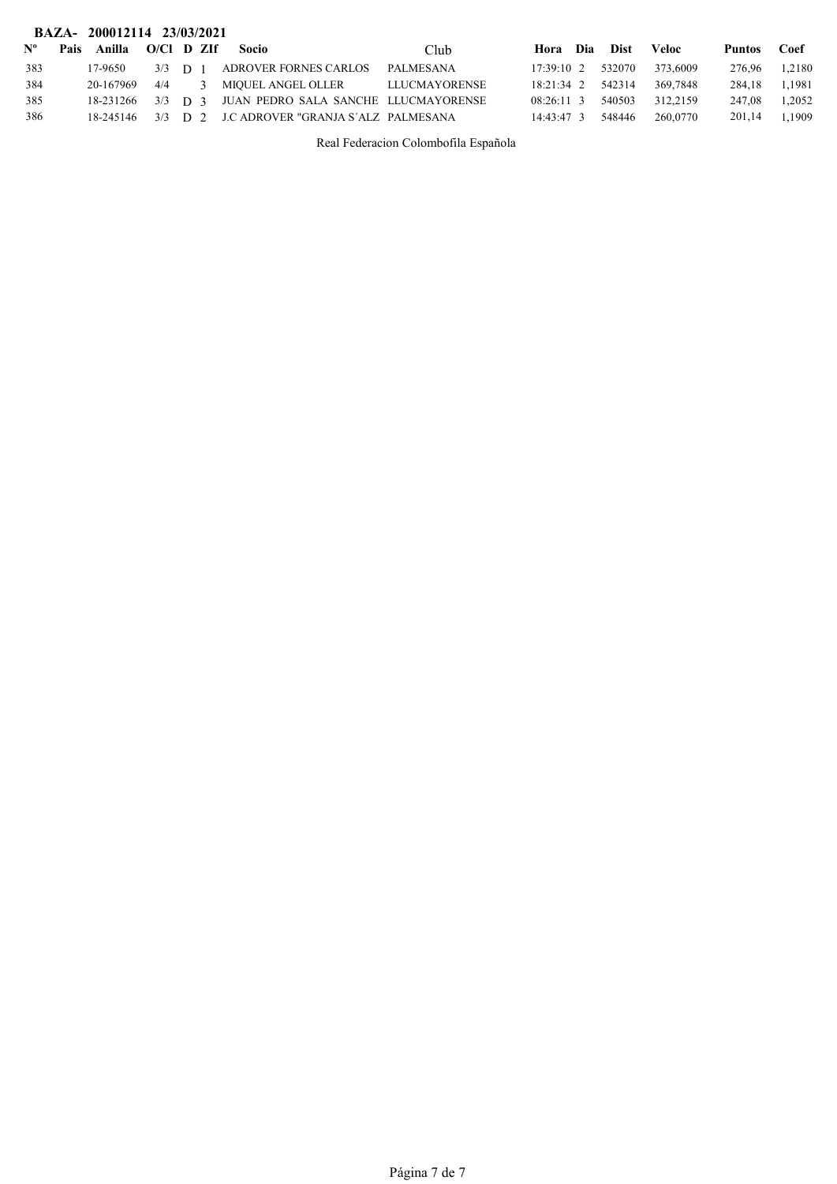**BAZA- 200012114 23/03/2021**

| Nº | Pais | Anilla | O/Cl | D | ZIf | Socio | Club | Hora | Dia | Dist | Veloc | Puntos | Coef |
|---|---|---|---|---|---|---|---|---|---|---|---|---|---|
| 383 | | 17-9650 | 3/3 | D | 1 | ADROVER FORNES CARLOS | PALMESANA | 17:39:10 | 2 | 532070 | 373,6009 | 276,96 | 1,2180 |
| 384 | | 20-167969 | 4/4 | | 3 | MIQUEL ANGEL OLLER | LLUCMAYORENSE | 18:21:34 | 2 | 542314 | 369,7848 | 284,18 | 1,1981 |
| 385 | | 18-231266 | 3/3 | D | 3 | JUAN PEDRO SALA SANCHE | LLUCMAYORENSE | 08:26:11 | 3 | 540503 | 312,2159 | 247,08 | 1,2052 |
| 386 | | 18-245146 | 3/3 | D | 2 | J.C ADROVER "GRANJA S´ALZ | PALMESANA | 14:43:47 | 3 | 548446 | 260,0770 | 201,14 | 1,1909 |

Real Federacion Colombofila Española